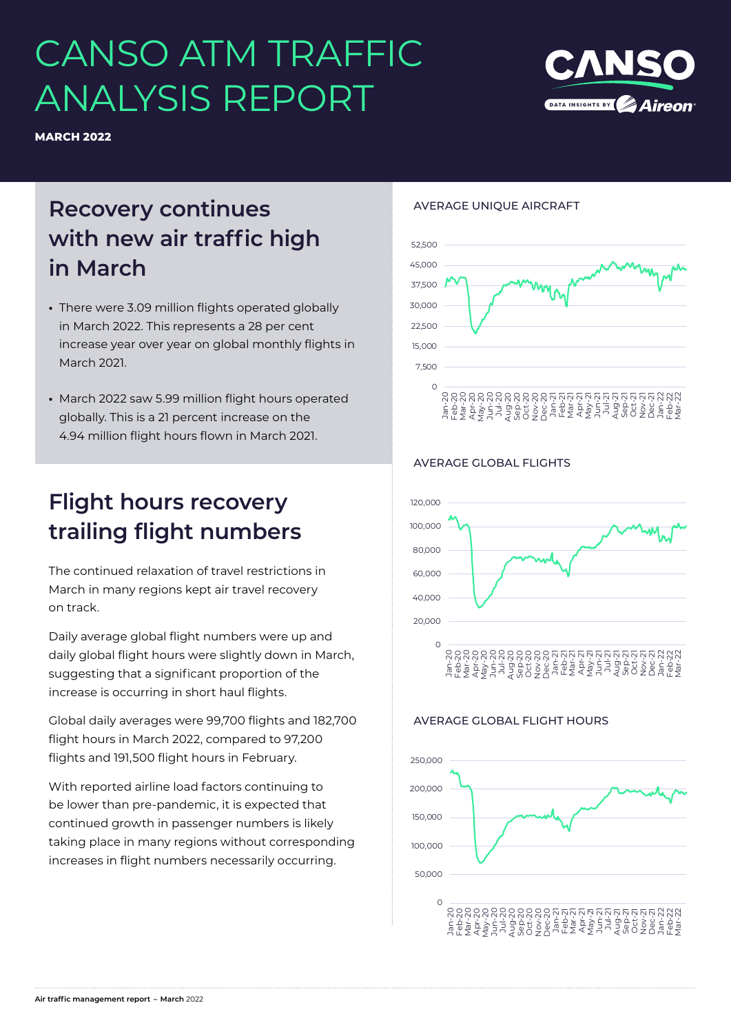# CANSO ATM TRAFFIC ANALYSIS REPORT

**MARCH 2022**

## Recovery continues with new air traffic high in March

- There were 3.09 million flights operated globally in March 2022. This represents a 28 per cent increase year over year on global monthly flights in March 2021.
- March 2022 saw 5.99 million flight hours operated globally. This is a 21 percent increase on the 4.94 million flight hours flown in March 2021.

## Flight hours recovery trailing flight numbers

The continued relaxation of travel restrictions in March in many regions kept air travel recovery on track.

Daily average global flight numbers were up and daily global flight hours were slightly down in March, suggesting that a significant proportion of the increase is occurring in short haul flights.

Global daily averages were 99,700 flights and 182,700 flight hours in March 2022, compared to 97,200 flights and 191,500 flight hours in February.

With reported airline load factors continuing to be lower than pre-pandemic, it is expected that continued growth in passenger numbers is likely taking place in many regions without corresponding increases in flight numbers necessarily occurring.

AVERAGE UNIQUE AIRCRAFT

AVERAGE GLOBAL FLIGHTS

AVERAGE GLOBAL FLIGHT HOURS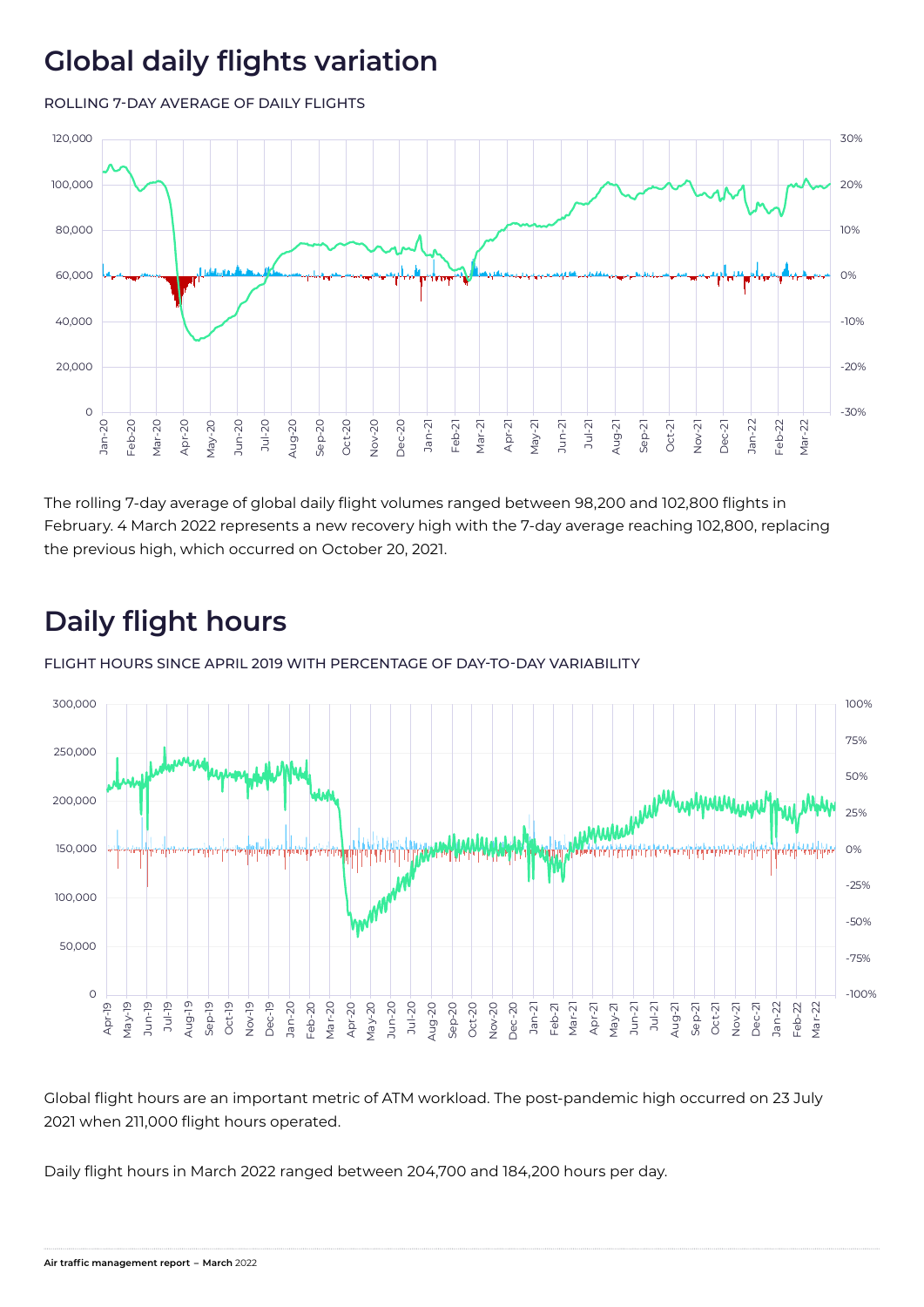# Global daily flights variation

ROLLING 7-DAY AVERAGE OF DAILY FLIGHTS

The rolling 7-day average of global daily flight volumes ranged between 98,200 and 102,800 flights in February. 4 March 2022 represents a new recovery high with the 7-day average reaching 102,800, replacing the previous high, which occurred on October 20, 2021.

# Daily flight hours

FLIGHT HOURS SINCE APRIL 2019 WITH PERCENTAGE OF DAY-TO-DAY VARIABILITY

Global flight hours are an important metric of ATM workload. The post-pandemic high occurred on 23 July 2021 when 211,000 flight hours operated.

Daily flight hours in March 2022 ranged between 204,700 and 184,200 hours per day.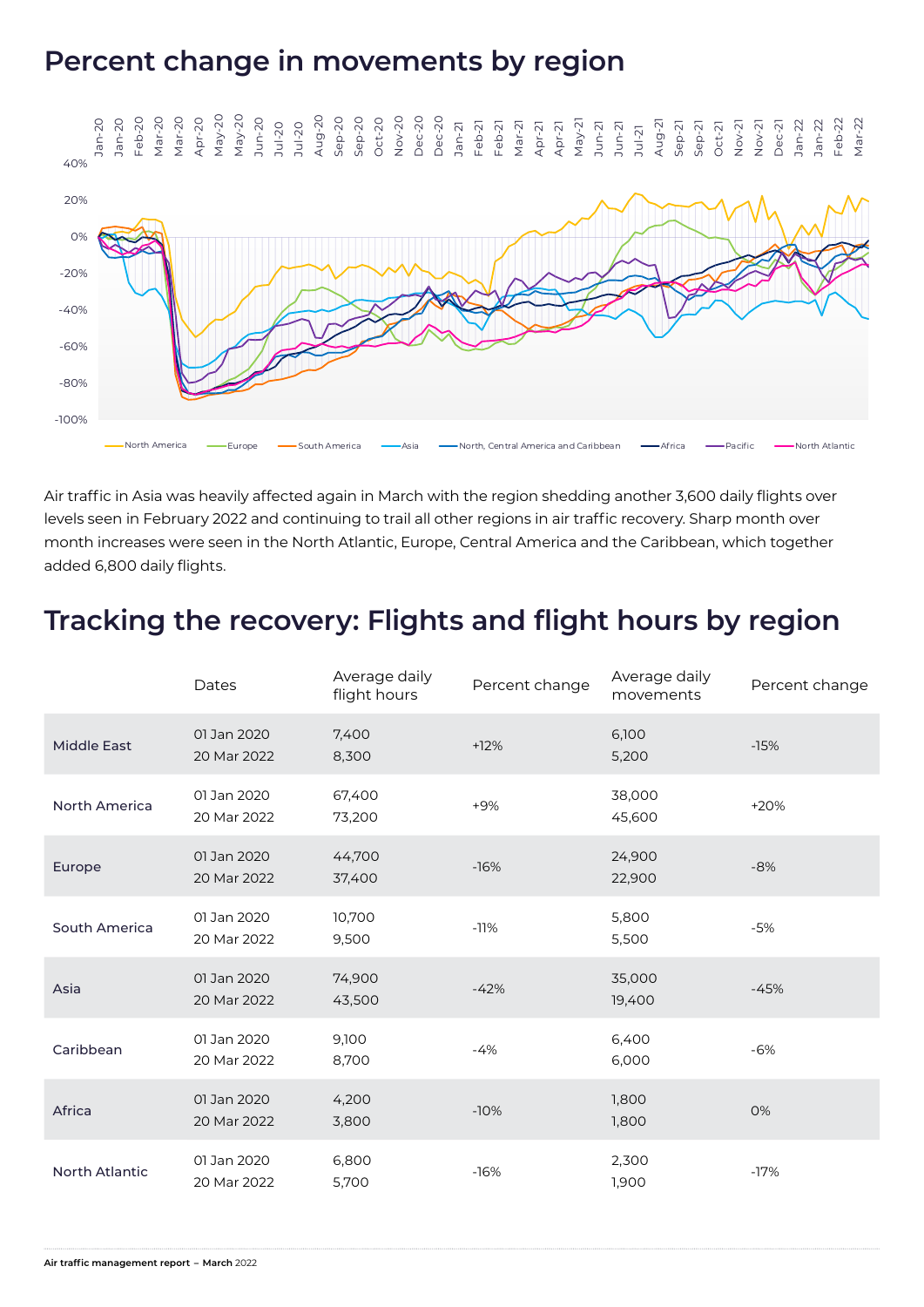# Percent change in movements by region

Air traffic in Asia was heavily affected again in March with the region shedding another 3,600 daily flights over levels seen in February 2022 and continuing to trail all other regions in air traffic recovery. Sharp month over month increases were seen in the North Atlantic, Europe, Central America and the Caribbean, which together added 6,800 daily flights.

# Tracking the recovery: Flights and flight hours by region

| | Dates | Average daily flight hours | Percent change | Average daily movements | Percent change |
|---|---|---|---|---|---|
| Middle East | 01 Jan 2020<br>20 Mar 2022 | 7,400<br>8,300 | +12% | 6,100<br>5,200 | -15% |
| North America | 01 Jan 2020<br>20 Mar 2022 | 67,400<br>73,200 | +9% | 38,000<br>45,600 | +20% |
| Europe | 01 Jan 2020<br>20 Mar 2022 | 44,700<br>37,400 | -16% | 24,900<br>22,900 | -8% |
| South America | 01 Jan 2020<br>20 Mar 2022 | 10,700<br>9,500 | -11% | 5,800<br>5,500 | -5% |
| Asia | 01 Jan 2020<br>20 Mar 2022 | 74,900<br>43,500 | -42% | 35,000<br>19,400 | -45% |
| Caribbean | 01 Jan 2020<br>20 Mar 2022 | 9,100<br>8,700 | -4% | 6,400<br>6,000 | -6% |
| Africa | 01 Jan 2020<br>20 Mar 2022 | 4,200<br>3,800 | -10% | 1,800<br>1,800 | 0% |
| North Atlantic | 01 Jan 2020<br>20 Mar 2022 | 6,800<br>5,700 | -16% | 2,300<br>1,900 | -17% |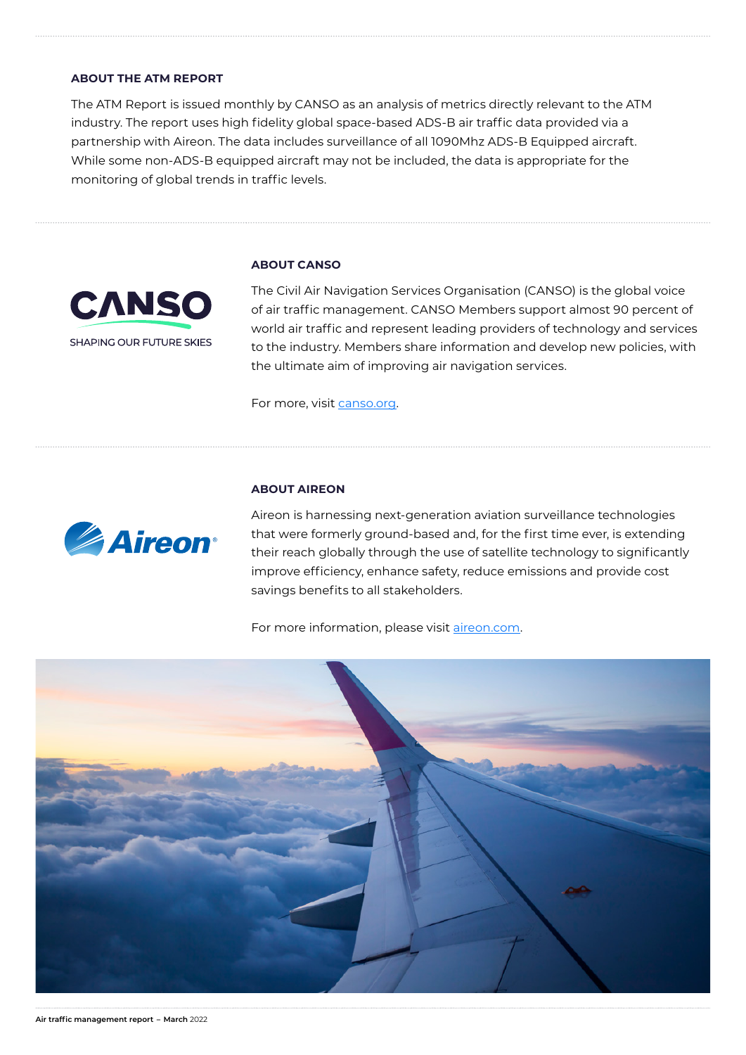## ABOUT THE ATM REPORT

The ATM Report is issued monthly by CANSO as an analysis of metrics directly relevant to the ATM industry. The report uses high fidelity global space-based ADS-B air traffic data provided via a partnership with Aireon. The data includes surveillance of all 1090Mhz ADS-B Equipped aircraft. While some non-ADS-B equipped aircraft may not be included, the data is appropriate for the monitoring of global trends in traffic levels.

CANSO

SHAPING OUR FUTURE SKIES

## ABOUT CANSO

The Civil Air Navigation Services Organisation (CANSO) is the global voice of air traffic management. CANSO Members support almost 90 percent of world air traffic and represent leading providers of technology and services to the industry. Members share information and develop new policies, with the ultimate aim of improving air navigation services.

For more, visit canso.org.

Aireon®

## ABOUT AIREON

Aireon is harnessing next-generation aviation surveillance technologies that were formerly ground-based and, for the first time ever, is extending their reach globally through the use of satellite technology to significantly improve efficiency, enhance safety, reduce emissions and provide cost savings benefits to all stakeholders.

For more information, please visit aireon.com.